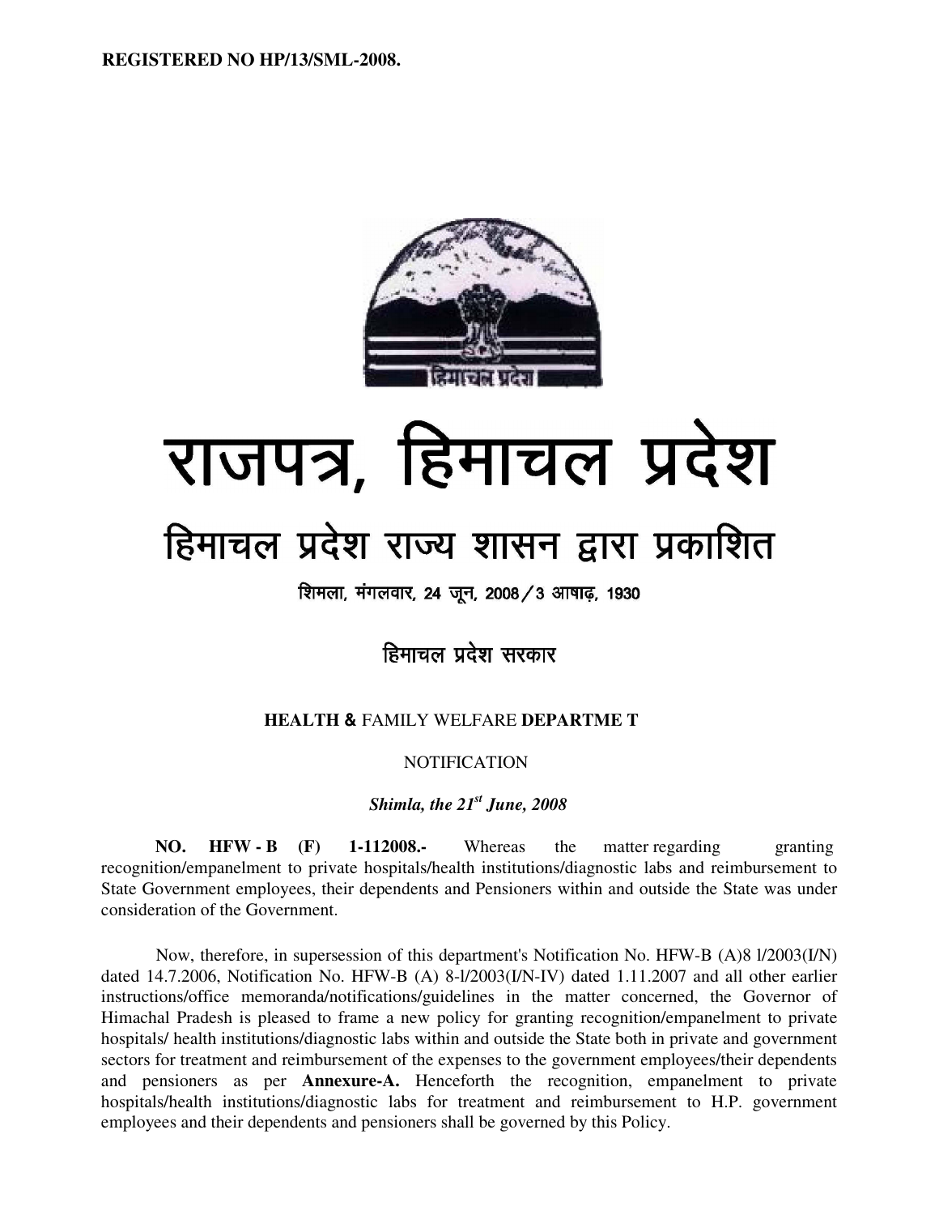**REGISTERED NO HP/13/SML-2008.**

# राजपत्र, हिमाचल प्रदेश

## हिमाचल प्रदेश राज्य शासन द्वारा प्रकाशित

शिमला, मंगलवार, 24 जून, 2008/3 आषाढ़, 1930

### हिमाचल प्रदेश सरकार

**HEALTH &** FAMILY WELFARE **DEPARTME T**

NOTIFICATION

***Shimla, the 21st June, 2008***

**NO. HFW - B (F) 1-112008.-** Whereas the matter regarding granting recognition/empanelment to private hospitals/health institutions/diagnostic labs and reimbursement to State Government employees, their dependents and Pensioners within and outside the State was under consideration of the Government.

Now, therefore, in supersession of this department's Notification No. HFW-B (A)8 l/2003(I/N) dated 14.7.2006, Notification No. HFW-B (A) 8-l/2003(I/N-IV) dated 1.11.2007 and all other earlier instructions/office memoranda/notifications/guidelines in the matter concerned, the Governor of Himachal Pradesh is pleased to frame a new policy for granting recognition/empanelment to private hospitals/ health institutions/diagnostic labs within and outside the State both in private and government sectors for treatment and reimbursement of the expenses to the government employees/their dependents and pensioners as per **Annexure-A.** Henceforth the recognition, empanelment to private hospitals/health institutions/diagnostic labs for treatment and reimbursement to H.P. government employees and their dependents and pensioners shall be governed by this Policy.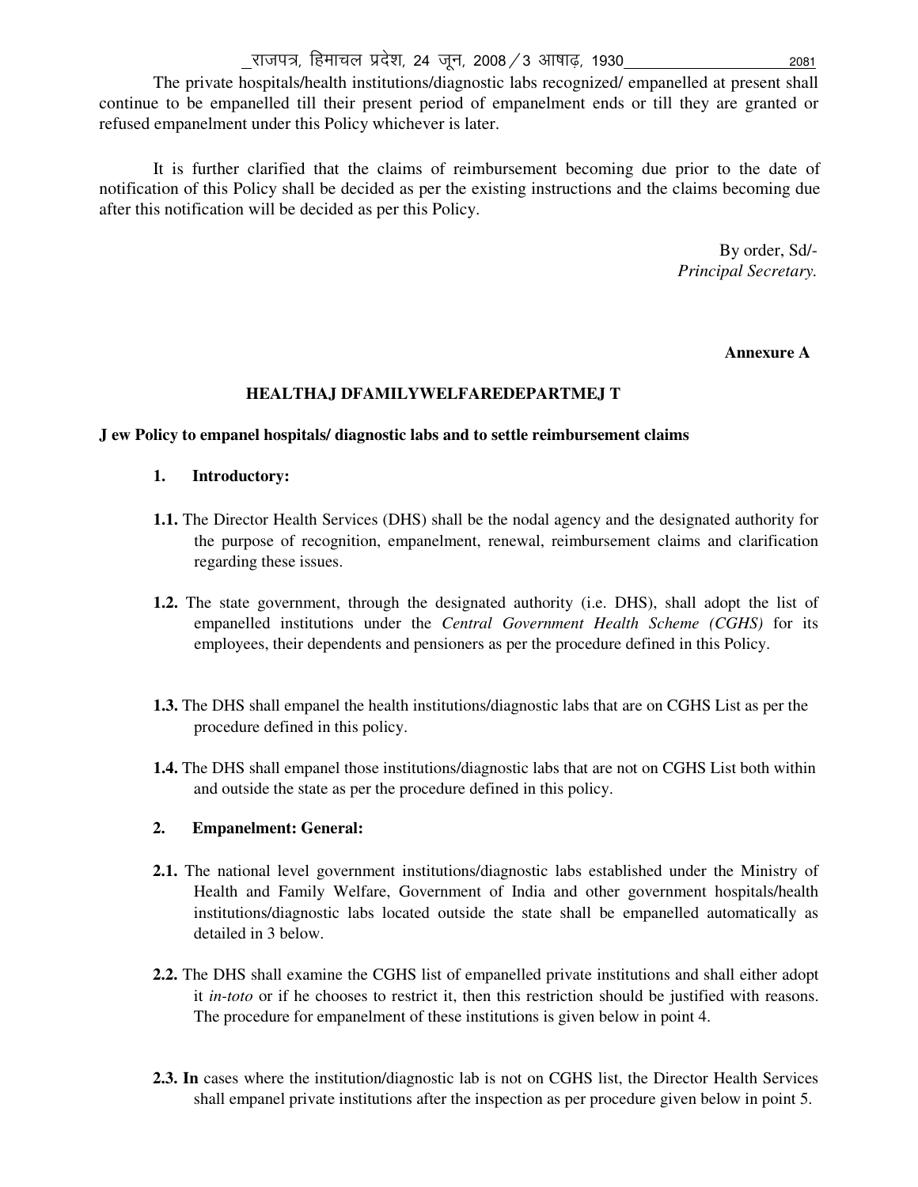The private hospitals/health institutions/diagnostic labs recognized/ empanelled at present shall continue to be empanelled till their present period of empanelment ends or till they are granted or refused empanelment under this Policy whichever is later.

It is further clarified that the claims of reimbursement becoming due prior to the date of notification of this Policy shall be decided as per the existing instructions and the claims becoming due after this notification will be decided as per this Policy.

By order, Sd/-
*Principal Secretary.*

**Annexure A**

**HEALTHAJ DFAMILYWELFAREDEPARTMEJ T**

**J ew Policy to empanel hospitals/ diagnostic labs and to settle reimbursement claims**

**1. Introductory:**

**1.1.** The Director Health Services (DHS) shall be the nodal agency and the designated authority for the purpose of recognition, empanelment, renewal, reimbursement claims and clarification regarding these issues.

**1.2.** The state government, through the designated authority (i.e. DHS), shall adopt the list of empanelled institutions under the *Central Government Health Scheme (CGHS)* for its employees, their dependents and pensioners as per the procedure defined in this Policy.

**1.3.** The DHS shall empanel the health institutions/diagnostic labs that are on CGHS List as per the procedure defined in this policy.

**1.4.** The DHS shall empanel those institutions/diagnostic labs that are not on CGHS List both within and outside the state as per the procedure defined in this policy.

**2. Empanelment: General:**

**2.1.** The national level government institutions/diagnostic labs established under the Ministry of Health and Family Welfare, Government of India and other government hospitals/health institutions/diagnostic labs located outside the state shall be empanelled automatically as detailed in 3 below.

**2.2.** The DHS shall examine the CGHS list of empanelled private institutions and shall either adopt it *in-toto* or if he chooses to restrict it, then this restriction should be justified with reasons. The procedure for empanelment of these institutions is given below in point 4.

**2.3. In** cases where the institution/diagnostic lab is not on CGHS list, the Director Health Services shall empanel private institutions after the inspection as per procedure given below in point 5.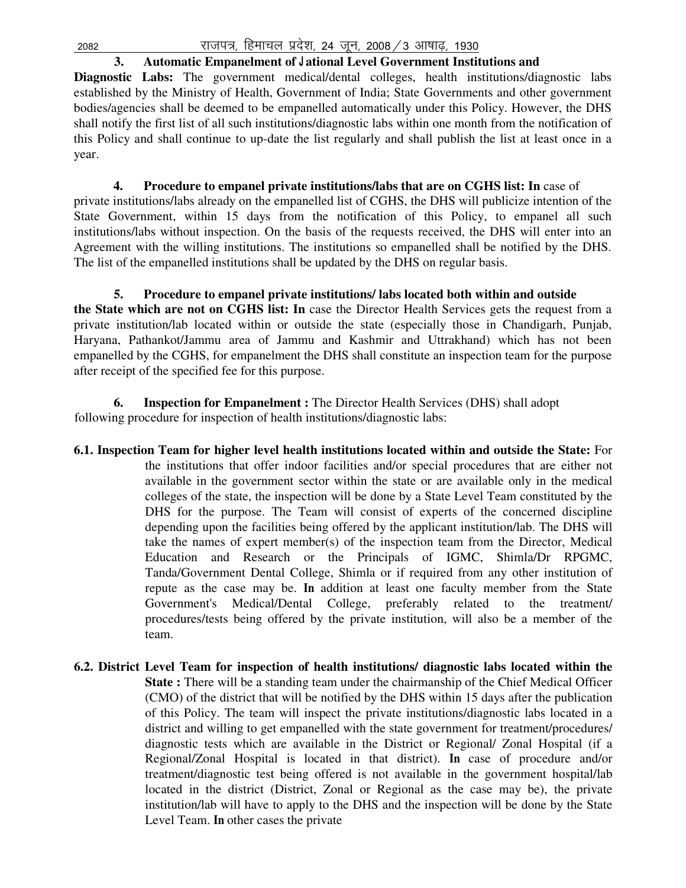**3. Automatic Empanelment of National Level Government Institutions and Diagnostic Labs:** The government medical/dental colleges, health institutions/diagnostic labs established by the Ministry of Health, Government of India; State Governments and other government bodies/agencies shall be deemed to be empanelled automatically under this Policy. However, the DHS shall notify the first list of all such institutions/diagnostic labs within one month from the notification of this Policy and shall continue to up-date the list regularly and shall publish the list at least once in a year.

**4. Procedure to empanel private institutions/labs that are on CGHS list: In** case of private institutions/labs already on the empanelled list of CGHS, the DHS will publicize intention of the State Government, within 15 days from the notification of this Policy, to empanel all such institutions/labs without inspection. On the basis of the requests received, the DHS will enter into an Agreement with the willing institutions. The institutions so empanelled shall be notified by the DHS. The list of the empanelled institutions shall be updated by the DHS on regular basis.

**5. Procedure to empanel private institutions/ labs located both within and outside the State which are not on CGHS list: In** case the Director Health Services gets the request from a private institution/lab located within or outside the state (especially those in Chandigarh, Punjab, Haryana, Pathankot/Jammu area of Jammu and Kashmir and Uttrakhand) which has not been empanelled by the CGHS, for empanelment the DHS shall constitute an inspection team for the purpose after receipt of the specified fee for this purpose.

**6. Inspection for Empanelment :** The Director Health Services (DHS) shall adopt following procedure for inspection of health institutions/diagnostic labs:

**6.1. Inspection Team for higher level health institutions located within and outside the State:** For the institutions that offer indoor facilities and/or special procedures that are either not available in the government sector within the state or are available only in the medical colleges of the state, the inspection will be done by a State Level Team constituted by the DHS for the purpose. The Team will consist of experts of the concerned discipline depending upon the facilities being offered by the applicant institution/lab. The DHS will take the names of expert member(s) of the inspection team from the Director, Medical Education and Research or the Principals of IGMC, Shimla/Dr RPGMC, Tanda/Government Dental College, Shimla or if required from any other institution of repute as the case may be. **In** addition at least one faculty member from the State Government's Medical/Dental College, preferably related to the treatment/ procedures/tests being offered by the private institution, will also be a member of the team.

**6.2. District Level Team for inspection of health institutions/ diagnostic labs located within the State :** There will be a standing team under the chairmanship of the Chief Medical Officer (CMO) of the district that will be notified by the DHS within 15 days after the publication of this Policy. The team will inspect the private institutions/diagnostic labs located in a district and willing to get empanelled with the state government for treatment/procedures/ diagnostic tests which are available in the District or Regional/ Zonal Hospital (if a Regional/Zonal Hospital is located in that district). **In** case of procedure and/or treatment/diagnostic test being offered is not available in the government hospital/lab located in the district (District, Zonal or Regional as the case may be), the private institution/lab will have to apply to the DHS and the inspection will be done by the State Level Team. **In** other cases the private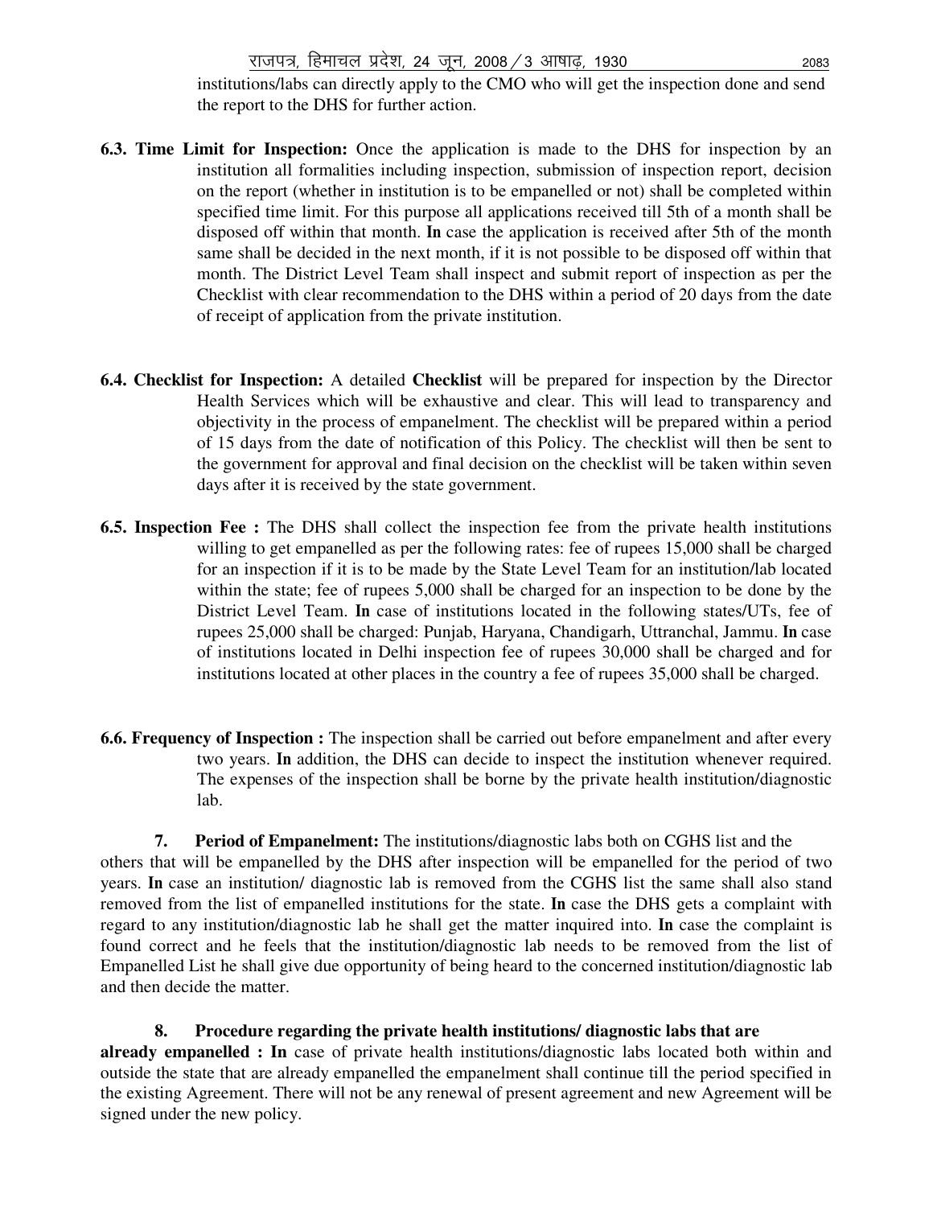institutions/labs can directly apply to the CMO who will get the inspection done and send the report to the DHS for further action.

**6.3. Time Limit for Inspection:** Once the application is made to the DHS for inspection by an institution all formalities including inspection, submission of inspection report, decision on the report (whether in institution is to be empanelled or not) shall be completed within specified time limit. For this purpose all applications received till 5th of a month shall be disposed off within that month. **In** case the application is received after 5th of the month same shall be decided in the next month, if it is not possible to be disposed off within that month. The District Level Team shall inspect and submit report of inspection as per the Checklist with clear recommendation to the DHS within a period of 20 days from the date of receipt of application from the private institution.

**6.4. Checklist for Inspection:** A detailed **Checklist** will be prepared for inspection by the Director Health Services which will be exhaustive and clear. This will lead to transparency and objectivity in the process of empanelment. The checklist will be prepared within a period of 15 days from the date of notification of this Policy. The checklist will then be sent to the government for approval and final decision on the checklist will be taken within seven days after it is received by the state government.

**6.5. Inspection Fee :** The DHS shall collect the inspection fee from the private health institutions willing to get empanelled as per the following rates: fee of rupees 15,000 shall be charged for an inspection if it is to be made by the State Level Team for an institution/lab located within the state; fee of rupees 5,000 shall be charged for an inspection to be done by the District Level Team. **In** case of institutions located in the following states/UTs, fee of rupees 25,000 shall be charged: Punjab, Haryana, Chandigarh, Uttranchal, Jammu. **In** case of institutions located in Delhi inspection fee of rupees 30,000 shall be charged and for institutions located at other places in the country a fee of rupees 35,000 shall be charged.

**6.6. Frequency of Inspection :** The inspection shall be carried out before empanelment and after every two years. **In** addition, the DHS can decide to inspect the institution whenever required. The expenses of the inspection shall be borne by the private health institution/diagnostic lab.

**7. Period of Empanelment:** The institutions/diagnostic labs both on CGHS list and the others that will be empanelled by the DHS after inspection will be empanelled for the period of two years. **In** case an institution/ diagnostic lab is removed from the CGHS list the same shall also stand removed from the list of empanelled institutions for the state. **In** case the DHS gets a complaint with regard to any institution/diagnostic lab he shall get the matter inquired into. **In** case the complaint is found correct and he feels that the institution/diagnostic lab needs to be removed from the list of Empanelled List he shall give due opportunity of being heard to the concerned institution/diagnostic lab and then decide the matter.

**8. Procedure regarding the private health institutions/ diagnostic labs that are already empanelled : In** case of private health institutions/diagnostic labs located both within and outside the state that are already empanelled the empanelment shall continue till the period specified in the existing Agreement. There will not be any renewal of present agreement and new Agreement will be signed under the new policy.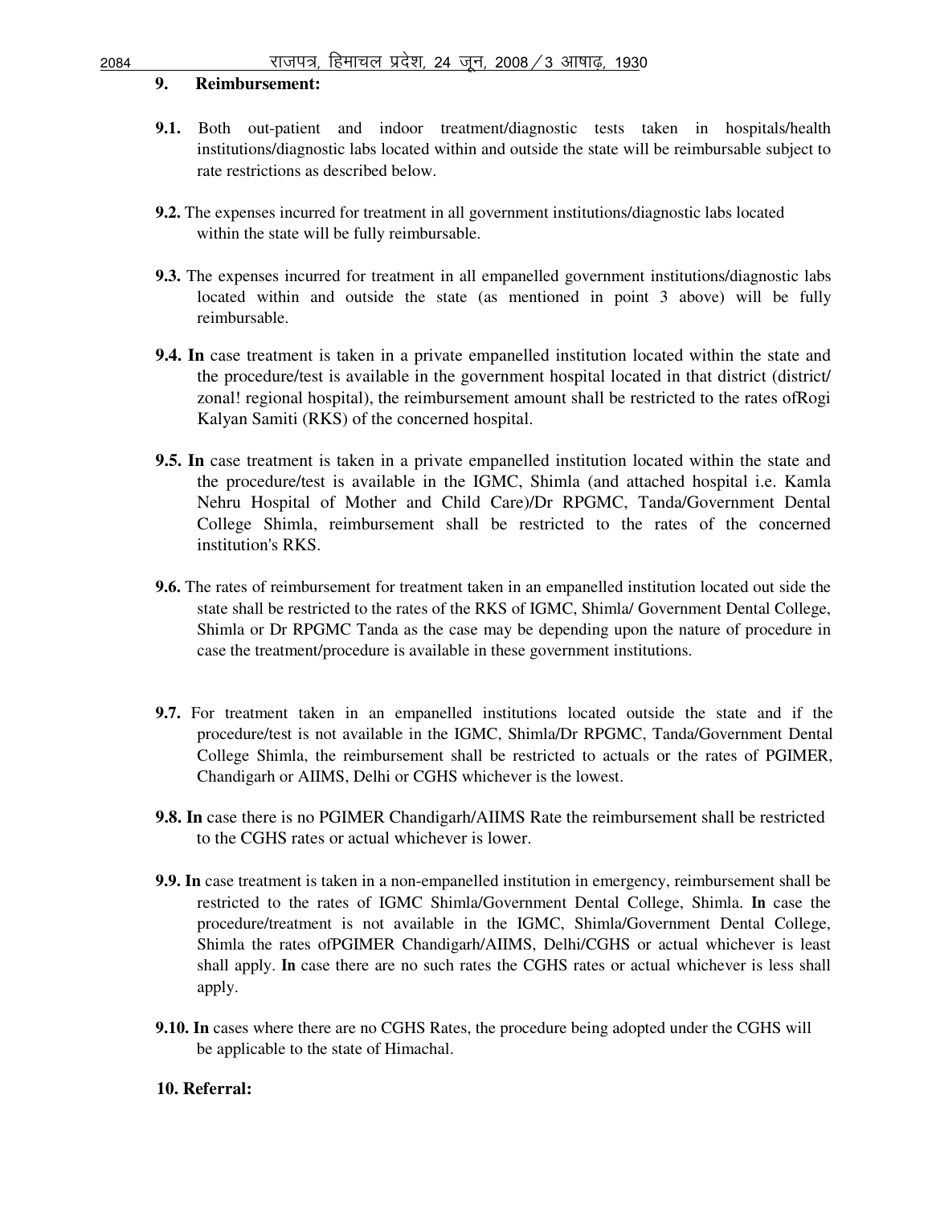## 9. Reimbursement:

**9.1.** Both out-patient and indoor treatment/diagnostic tests taken in hospitals/health institutions/diagnostic labs located within and outside the state will be reimbursable subject to rate restrictions as described below.

**9.2.** The expenses incurred for treatment in all government institutions/diagnostic labs located within the state will be fully reimbursable.

**9.3.** The expenses incurred for treatment in all empanelled government institutions/diagnostic labs located within and outside the state (as mentioned in point 3 above) will be fully reimbursable.

**9.4. In** case treatment is taken in a private empanelled institution located within the state and the procedure/test is available in the government hospital located in that district (district/ zonal! regional hospital), the reimbursement amount shall be restricted to the rates ofRogi Kalyan Samiti (RKS) of the concerned hospital.

**9.5. In** case treatment is taken in a private empanelled institution located within the state and the procedure/test is available in the IGMC, Shimla (and attached hospital i.e. Kamla Nehru Hospital of Mother and Child Care)/Dr RPGMC, Tanda/Government Dental College Shimla, reimbursement shall be restricted to the rates of the concerned institution's RKS.

**9.6.** The rates of reimbursement for treatment taken in an empanelled institution located out side the state shall be restricted to the rates of the RKS of IGMC, Shimla/ Government Dental College, Shimla or Dr RPGMC Tanda as the case may be depending upon the nature of procedure in case the treatment/procedure is available in these government institutions.

**9.7.** For treatment taken in an empanelled institutions located outside the state and if the procedure/test is not available in the IGMC, Shimla/Dr RPGMC, Tanda/Government Dental College Shimla, the reimbursement shall be restricted to actuals or the rates of PGIMER, Chandigarh or AIIMS, Delhi or CGHS whichever is the lowest.

**9.8. In** case there is no PGIMER Chandigarh/AIIMS Rate the reimbursement shall be restricted to the CGHS rates or actual whichever is lower.

**9.9. In** case treatment is taken in a non-empanelled institution in emergency, reimbursement shall be restricted to the rates of IGMC Shimla/Government Dental College, Shimla. **In** case the procedure/treatment is not available in the IGMC, Shimla/Government Dental College, Shimla the rates ofPGIMER Chandigarh/AIIMS, Delhi/CGHS or actual whichever is least shall apply. **In** case there are no such rates the CGHS rates or actual whichever is less shall apply.

**9.10. In** cases where there are no CGHS Rates, the procedure being adopted under the CGHS will be applicable to the state of Himachal.

## 10. Referral: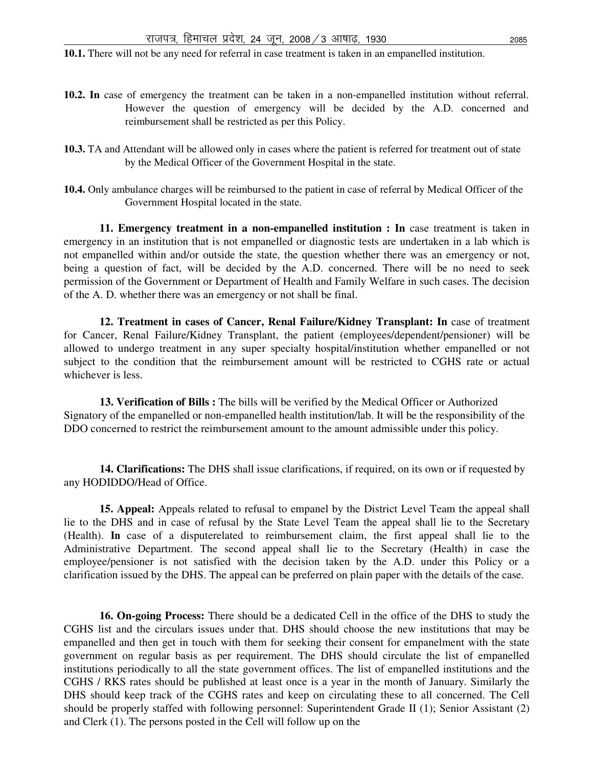**10.1.** There will not be any need for referral in case treatment is taken in an empanelled institution.

**10.2. In** case of emergency the treatment can be taken in a non-empanelled institution without referral. However the question of emergency will be decided by the A.D. concerned and reimbursement shall be restricted as per this Policy.

**10.3.** TA and Attendant will be allowed only in cases where the patient is referred for treatment out of state by the Medical Officer of the Government Hospital in the state.

**10.4.** Only ambulance charges will be reimbursed to the patient in case of referral by Medical Officer of the Government Hospital located in the state.

**11. Emergency treatment in a non-empanelled institution : In** case treatment is taken in emergency in an institution that is not empanelled or diagnostic tests are undertaken in a lab which is not empanelled within and/or outside the state, the question whether there was an emergency or not, being a question of fact, will be decided by the A.D. concerned. There will be no need to seek permission of the Government or Department of Health and Family Welfare in such cases. The decision of the A. D. whether there was an emergency or not shall be final.

**12. Treatment in cases of Cancer, Renal Failure/Kidney Transplant: In** case of treatment for Cancer, Renal Failure/Kidney Transplant, the patient (employees/dependent/pensioner) will be allowed to undergo treatment in any super specialty hospital/institution whether empanelled or not subject to the condition that the reimbursement amount will be restricted to CGHS rate or actual whichever is less.

**13. Verification of Bills :** The bills will be verified by the Medical Officer or Authorized Signatory of the empanelled or non-empanelled health institution/lab. It will be the responsibility of the DDO concerned to restrict the reimbursement amount to the amount admissible under this policy.

**14. Clarifications:** The DHS shall issue clarifications, if required, on its own or if requested by any HODIDDO/Head of Office.

**15. Appeal:** Appeals related to refusal to empanel by the District Level Team the appeal shall lie to the DHS and in case of refusal by the State Level Team the appeal shall lie to the Secretary (Health). **In** case of a disputerelated to reimbursement claim, the first appeal shall lie to the Administrative Department. The second appeal shall lie to the Secretary (Health) in case the employee/pensioner is not satisfied with the decision taken by the A.D. under this Policy or a clarification issued by the DHS. The appeal can be preferred on plain paper with the details of the case.

**16. On-going Process:** There should be a dedicated Cell in the office of the DHS to study the CGHS list and the circulars issues under that. DHS should choose the new institutions that may be empanelled and then get in touch with them for seeking their consent for empanelment with the state government on regular basis as per requirement. The DHS should circulate the list of empanelled institutions periodically to all the state government offices. The list of empanelled institutions and the CGHS / RKS rates should be published at least once is a year in the month of January. Similarly the DHS should keep track of the CGHS rates and keep on circulating these to all concerned. The Cell should be properly staffed with following personnel: Superintendent Grade II (1); Senior Assistant (2) and Clerk (1). The persons posted in the Cell will follow up on the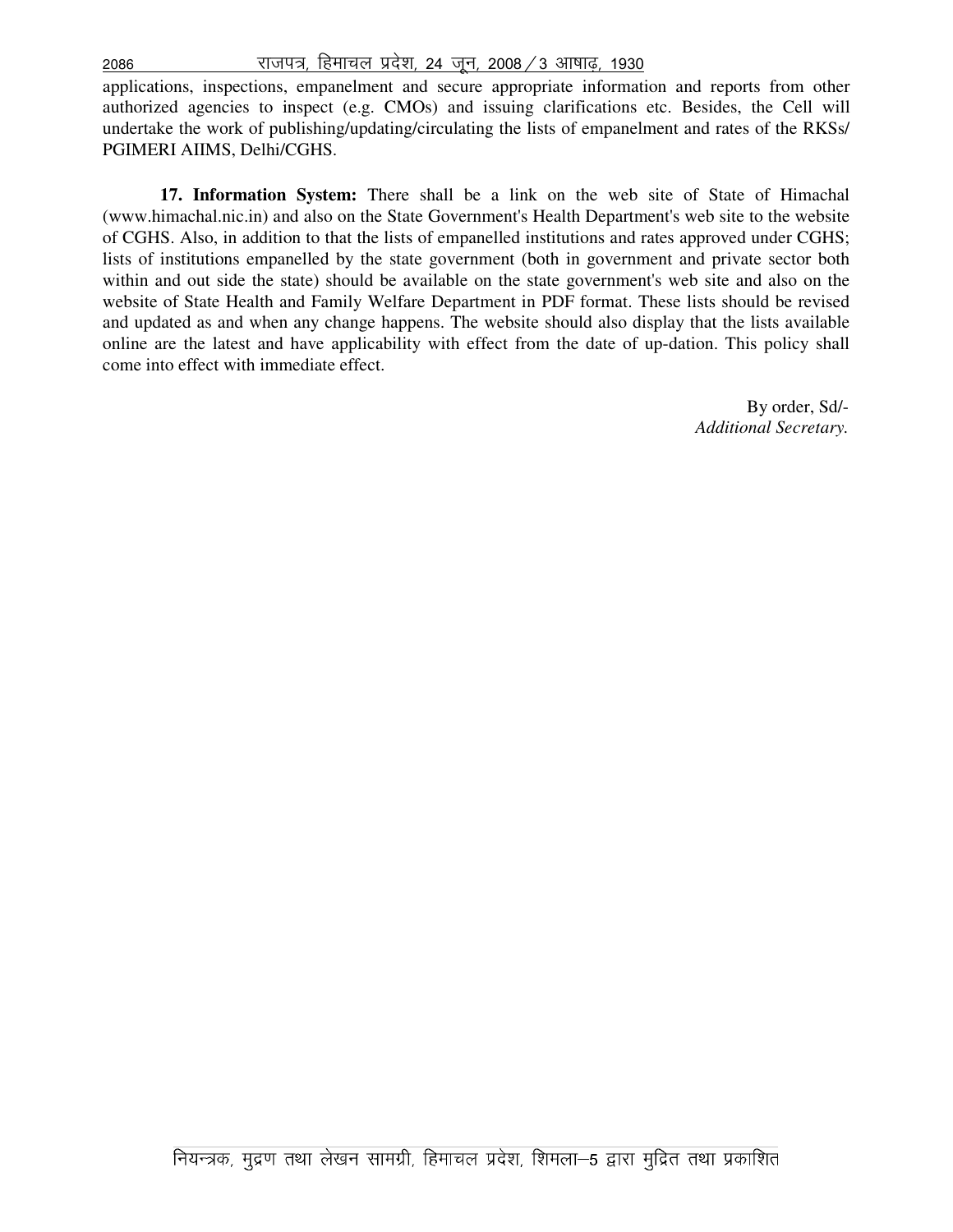applications, inspections, empanelment and secure appropriate information and reports from other authorized agencies to inspect (e.g. CMOs) and issuing clarifications etc. Besides, the Cell will undertake the work of publishing/updating/circulating the lists of empanelment and rates of the RKSs/ PGIMERI AIIMS, Delhi/CGHS.

**17. Information System:** There shall be a link on the web site of State of Himachal (www.himachal.nic.in) and also on the State Government's Health Department's web site to the website of CGHS. Also, in addition to that the lists of empanelled institutions and rates approved under CGHS; lists of institutions empanelled by the state government (both in government and private sector both within and out side the state) should be available on the state government's web site and also on the website of State Health and Family Welfare Department in PDF format. These lists should be revised and updated as and when any change happens. The website should also display that the lists available online are the latest and have applicability with effect from the date of up-dation. This policy shall come into effect with immediate effect.

By order, Sd/-
*Additional Secretary.*

नियन्त्रक, मुद्रण तथा लेखन सामग्री, हिमाचल प्रदेश, शिमला–5 द्वारा मुद्रित तथा प्रकाशित